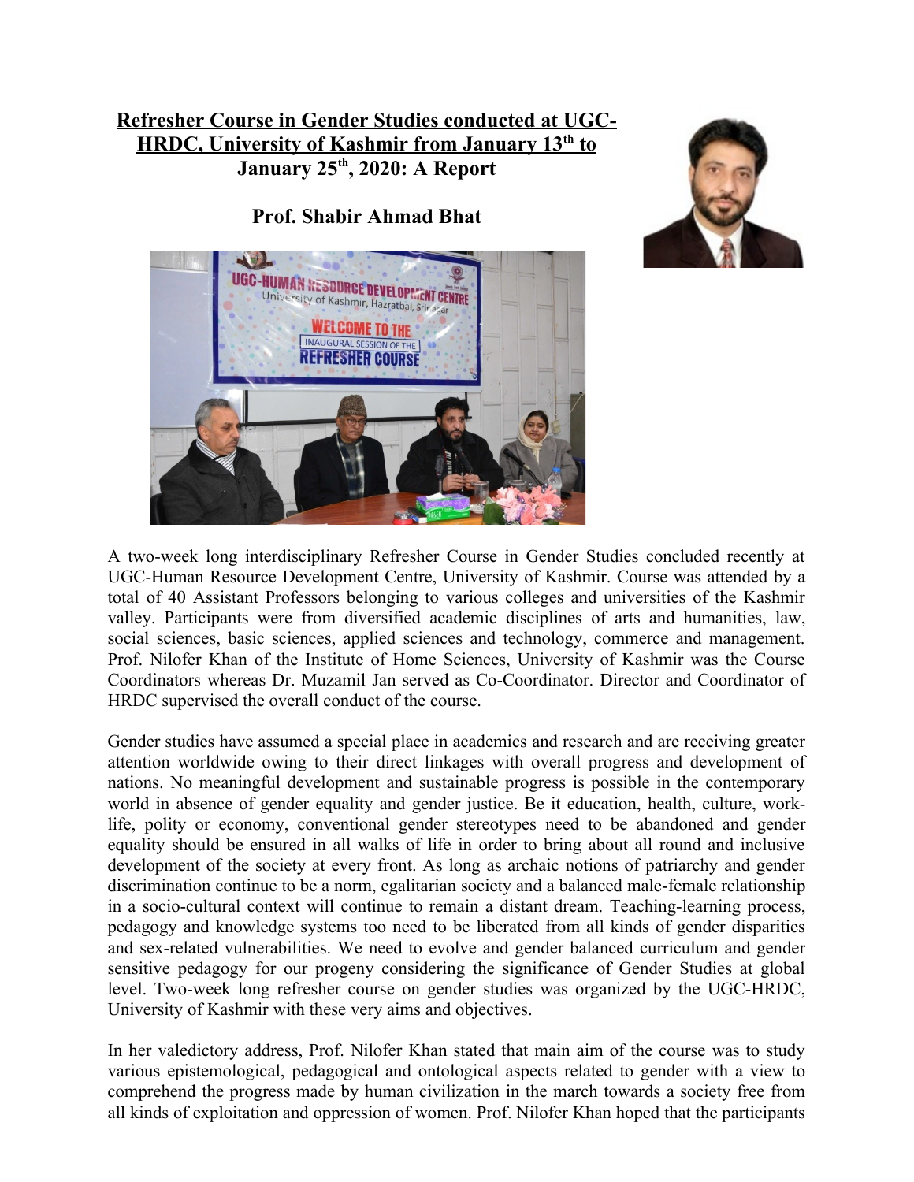# Refresher Course in Gender Studies conducted at UGC-HRDC, University of Kashmir from January 13th to January 25th, 2020: A Report

**Prof. Shabir Ahmad Bhat**

A two-week long interdisciplinary Refresher Course in Gender Studies concluded recently at UGC-Human Resource Development Centre, University of Kashmir. Course was attended by a total of 40 Assistant Professors belonging to various colleges and universities of the Kashmir valley. Participants were from diversified academic disciplines of arts and humanities, law, social sciences, basic sciences, applied sciences and technology, commerce and management. Prof. Nilofer Khan of the Institute of Home Sciences, University of Kashmir was the Course Coordinators whereas Dr. Muzamil Jan served as Co-Coordinator. Director and Coordinator of HRDC supervised the overall conduct of the course.

Gender studies have assumed a special place in academics and research and are receiving greater attention worldwide owing to their direct linkages with overall progress and development of nations. No meaningful development and sustainable progress is possible in the contemporary world in absence of gender equality and gender justice. Be it education, health, culture, work-life, polity or economy, conventional gender stereotypes need to be abandoned and gender equality should be ensured in all walks of life in order to bring about all round and inclusive development of the society at every front. As long as archaic notions of patriarchy and gender discrimination continue to be a norm, egalitarian society and a balanced male-female relationship in a socio-cultural context will continue to remain a distant dream. Teaching-learning process, pedagogy and knowledge systems too need to be liberated from all kinds of gender disparities and sex-related vulnerabilities. We need to evolve and gender balanced curriculum and gender sensitive pedagogy for our progeny considering the significance of Gender Studies at global level. Two-week long refresher course on gender studies was organized by the UGC-HRDC, University of Kashmir with these very aims and objectives.

In her valedictory address, Prof. Nilofer Khan stated that main aim of the course was to study various epistemological, pedagogical and ontological aspects related to gender with a view to comprehend the progress made by human civilization in the march towards a society free from all kinds of exploitation and oppression of women. Prof. Nilofer Khan hoped that the participants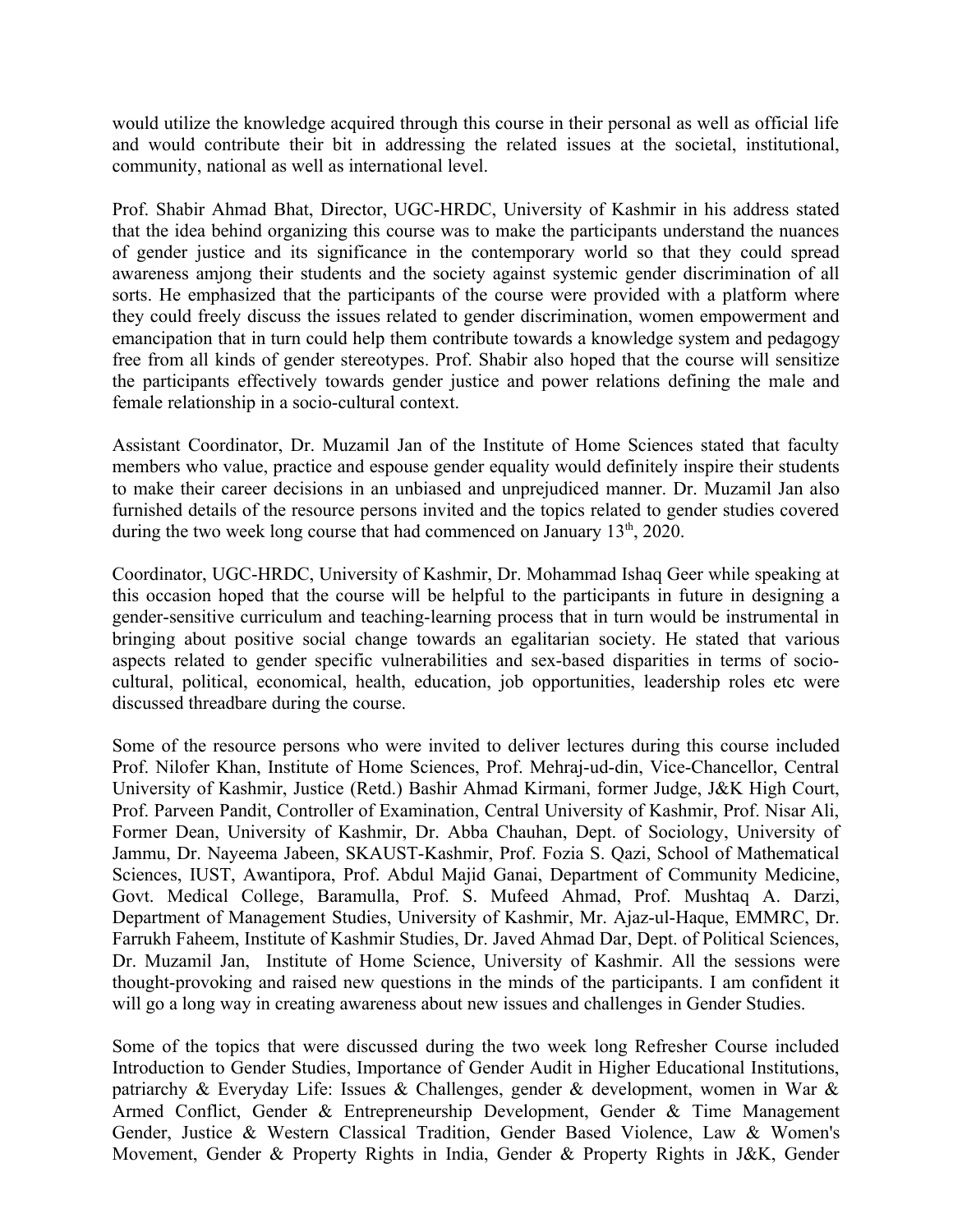would utilize the knowledge acquired through this course in their personal as well as official life and would contribute their bit in addressing the related issues at the societal, institutional, community, national as well as international level.

Prof. Shabir Ahmad Bhat, Director, UGC-HRDC, University of Kashmir in his address stated that the idea behind organizing this course was to make the participants understand the nuances of gender justice and its significance in the contemporary world so that they could spread awareness amjong their students and the society against systemic gender discrimination of all sorts. He emphasized that the participants of the course were provided with a platform where they could freely discuss the issues related to gender discrimination, women empowerment and emancipation that in turn could help them contribute towards a knowledge system and pedagogy free from all kinds of gender stereotypes. Prof. Shabir also hoped that the course will sensitize the participants effectively towards gender justice and power relations defining the male and female relationship in a socio-cultural context.

Assistant Coordinator, Dr. Muzamil Jan of the Institute of Home Sciences stated that faculty members who value, practice and espouse gender equality would definitely inspire their students to make their career decisions in an unbiased and unprejudiced manner. Dr. Muzamil Jan also furnished details of the resource persons invited and the topics related to gender studies covered during the two week long course that had commenced on January 13th, 2020.

Coordinator, UGC-HRDC, University of Kashmir, Dr. Mohammad Ishaq Geer while speaking at this occasion hoped that the course will be helpful to the participants in future in designing a gender-sensitive curriculum and teaching-learning process that in turn would be instrumental in bringing about positive social change towards an egalitarian society. He stated that various aspects related to gender specific vulnerabilities and sex-based disparities in terms of socio-cultural, political, economical, health, education, job opportunities, leadership roles etc were discussed threadbare during the course.

Some of the resource persons who were invited to deliver lectures during this course included Prof. Nilofer Khan, Institute of Home Sciences, Prof. Mehraj-ud-din, Vice-Chancellor, Central University of Kashmir, Justice (Retd.) Bashir Ahmad Kirmani, former Judge, J&K High Court, Prof. Parveen Pandit, Controller of Examination, Central University of Kashmir, Prof. Nisar Ali, Former Dean, University of Kashmir, Dr. Abba Chauhan, Dept. of Sociology, University of Jammu, Dr. Nayeema Jabeen, SKAUST-Kashmir, Prof. Fozia S. Qazi, School of Mathematical Sciences, IUST, Awantipora, Prof. Abdul Majid Ganai, Department of Community Medicine, Govt. Medical College, Baramulla, Prof. S. Mufeed Ahmad, Prof. Mushtaq A. Darzi, Department of Management Studies, University of Kashmir, Mr. Ajaz-ul-Haque, EMMRC, Dr. Farrukh Faheem, Institute of Kashmir Studies, Dr. Javed Ahmad Dar, Dept. of Political Sciences, Dr. Muzamil Jan, Institute of Home Science, University of Kashmir. All the sessions were thought-provoking and raised new questions in the minds of the participants. I am confident it will go a long way in creating awareness about new issues and challenges in Gender Studies.

Some of the topics that were discussed during the two week long Refresher Course included Introduction to Gender Studies, Importance of Gender Audit in Higher Educational Institutions, patriarchy & Everyday Life: Issues & Challenges, gender & development, women in War & Armed Conflict, Gender & Entrepreneurship Development, Gender & Time Management Gender, Justice & Western Classical Tradition, Gender Based Violence, Law & Women's Movement, Gender & Property Rights in India, Gender & Property Rights in J&K, Gender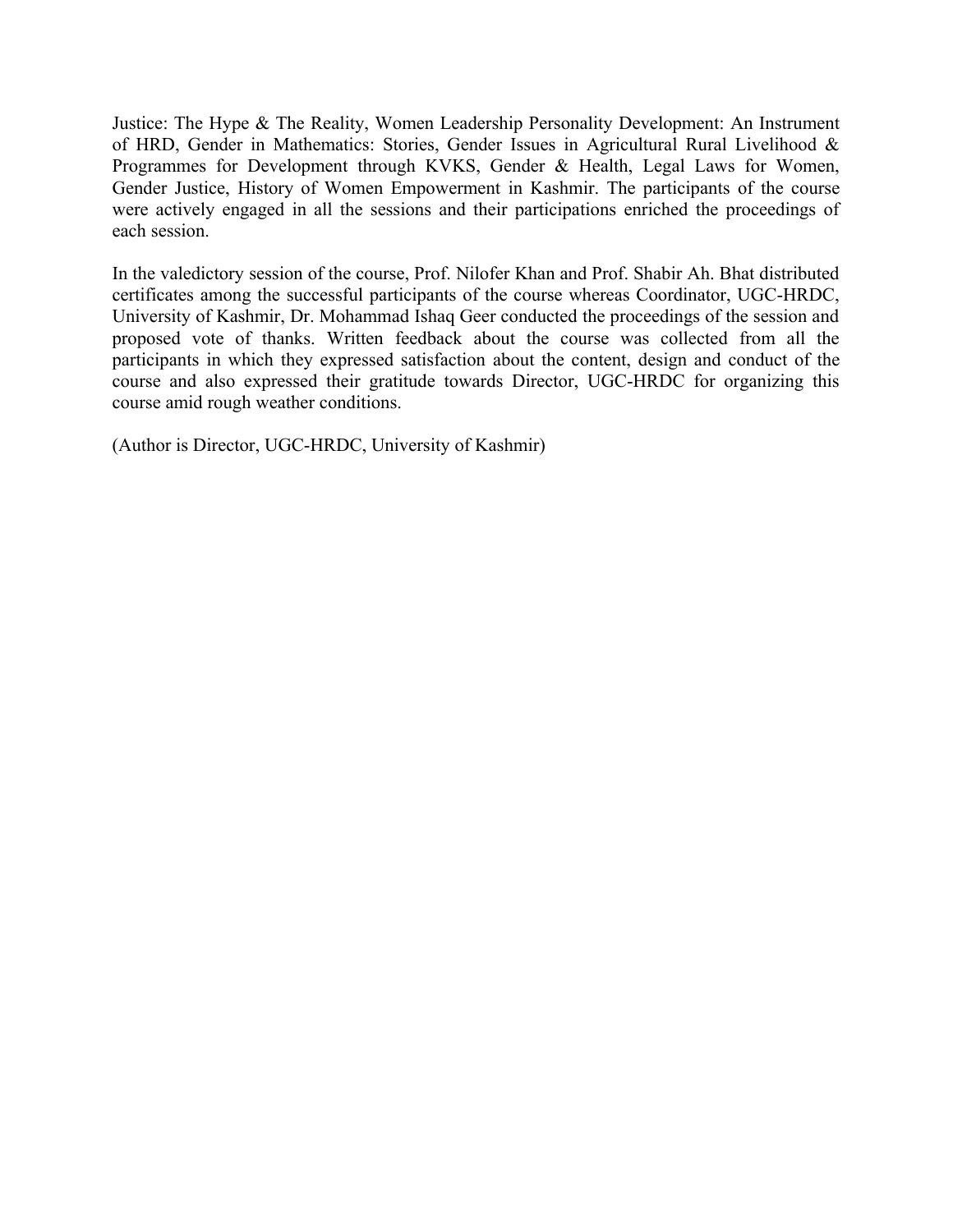Justice: The Hype & The Reality, Women Leadership Personality Development: An Instrument of HRD, Gender in Mathematics: Stories, Gender Issues in Agricultural Rural Livelihood & Programmes for Development through KVKS, Gender & Health, Legal Laws for Women, Gender Justice, History of Women Empowerment in Kashmir. The participants of the course were actively engaged in all the sessions and their participations enriched the proceedings of each session.

In the valedictory session of the course, Prof. Nilofer Khan and Prof. Shabir Ah. Bhat distributed certificates among the successful participants of the course whereas Coordinator, UGC-HRDC, University of Kashmir, Dr. Mohammad Ishaq Geer conducted the proceedings of the session and proposed vote of thanks. Written feedback about the course was collected from all the participants in which they expressed satisfaction about the content, design and conduct of the course and also expressed their gratitude towards Director, UGC-HRDC for organizing this course amid rough weather conditions.

(Author is Director, UGC-HRDC, University of Kashmir)